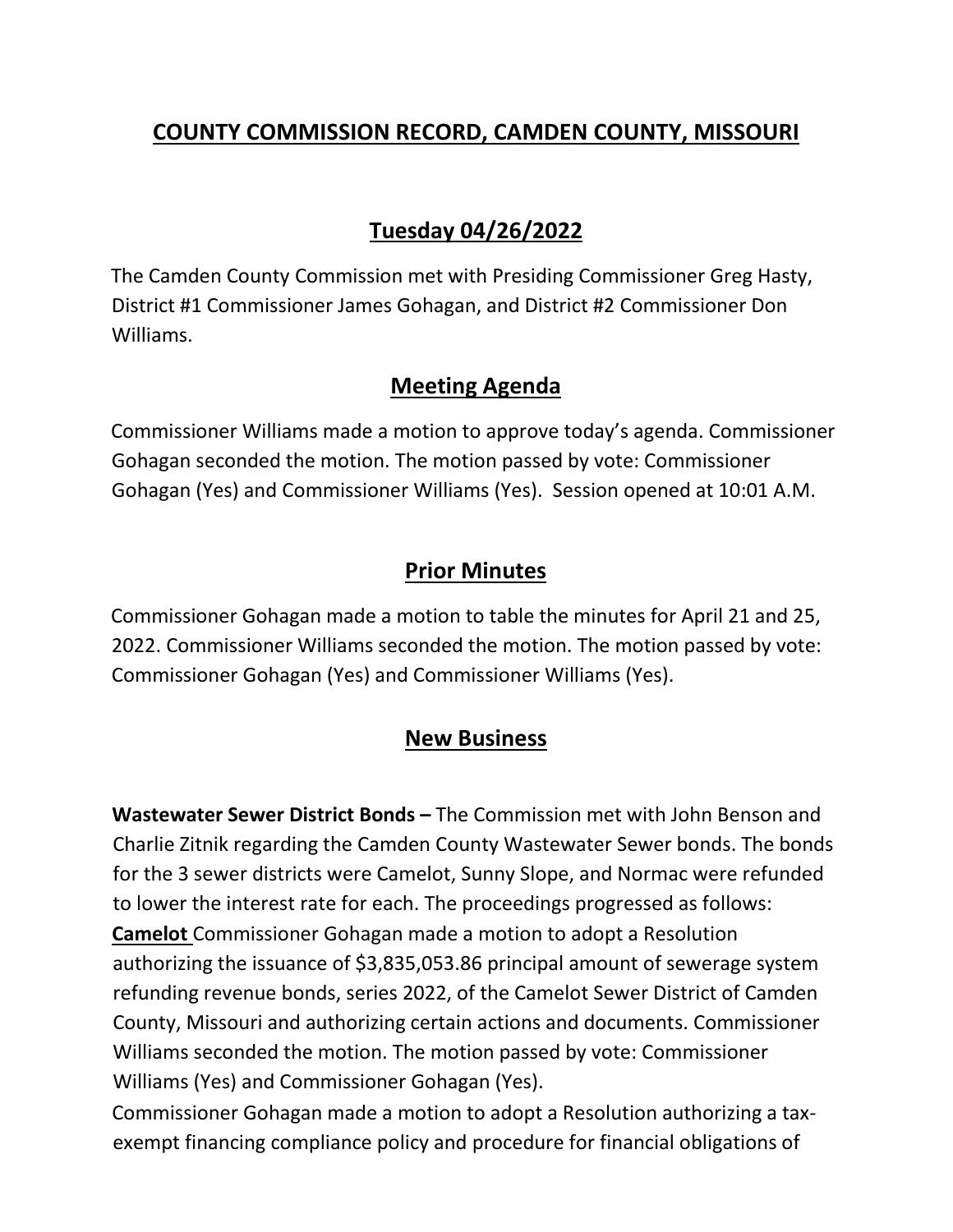# COUNTY COMMISSION RECORD, CAMDEN COUNTY, MISSOURI

## Tuesday 04/26/2022

The Camden County Commission met with Presiding Commissioner Greg Hasty, District #1 Commissioner James Gohagan, and District #2 Commissioner Don Williams.

## Meeting Agenda

Commissioner Williams made a motion to approve today's agenda. Commissioner Gohagan seconded the motion. The motion passed by vote: Commissioner Gohagan (Yes) and Commissioner Williams (Yes). Session opened at 10:01 A.M.

## Prior Minutes

Commissioner Gohagan made a motion to table the minutes for April 21 and 25, 2022. Commissioner Williams seconded the motion. The motion passed by vote: Commissioner Gohagan (Yes) and Commissioner Williams (Yes).

## New Business

**Wastewater Sewer District Bonds –** The Commission met with John Benson and Charlie Zitnik regarding the Camden County Wastewater Sewer bonds. The bonds for the 3 sewer districts were Camelot, Sunny Slope, and Normac were refunded to lower the interest rate for each. The proceedings progressed as follows:

**Camelot** Commissioner Gohagan made a motion to adopt a Resolution authorizing the issuance of $3,835,053.86 principal amount of sewerage system refunding revenue bonds, series 2022, of the Camelot Sewer District of Camden County, Missouri and authorizing certain actions and documents. Commissioner Williams seconded the motion. The motion passed by vote: Commissioner Williams (Yes) and Commissioner Gohagan (Yes).

Commissioner Gohagan made a motion to adopt a Resolution authorizing a tax-exempt financing compliance policy and procedure for financial obligations of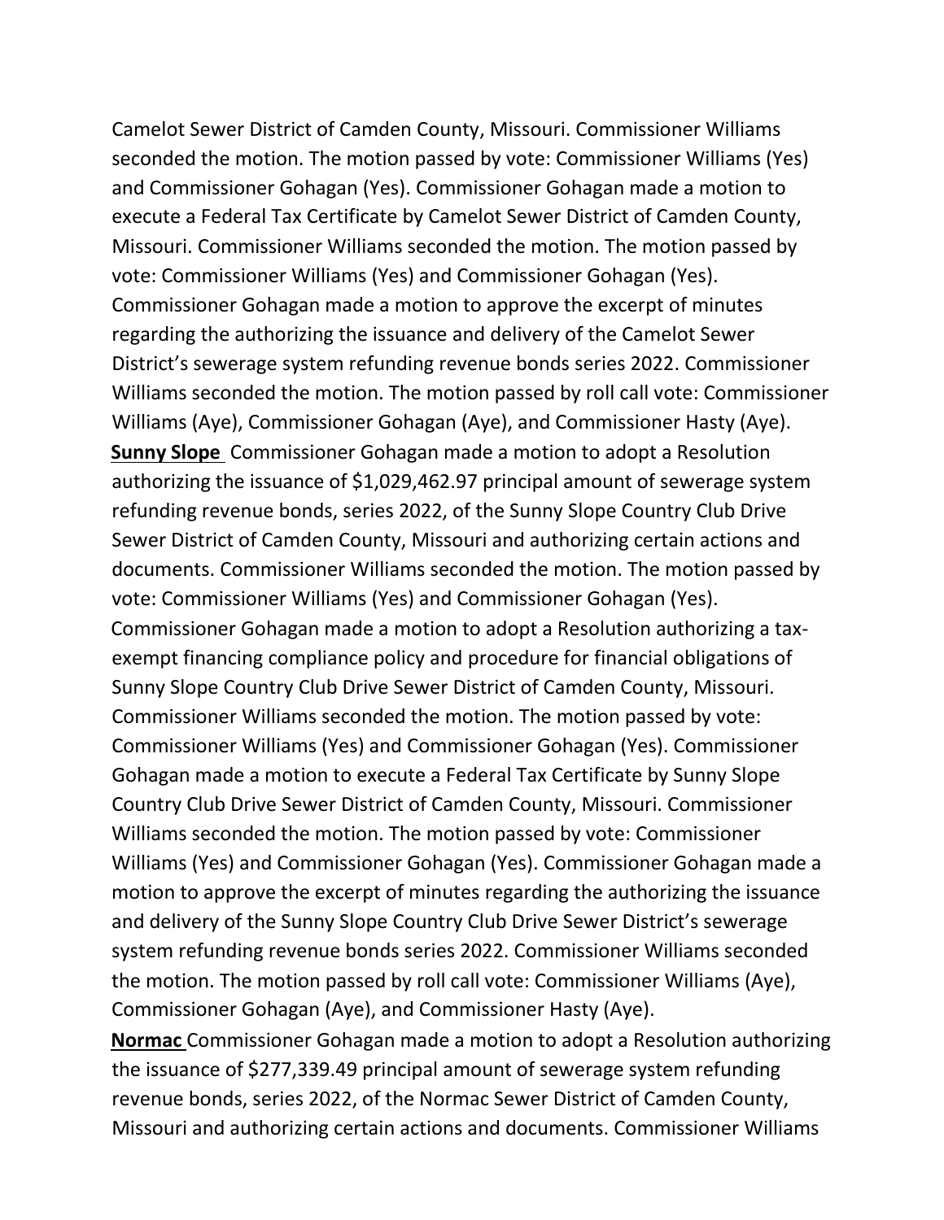Camelot Sewer District of Camden County, Missouri. Commissioner Williams seconded the motion. The motion passed by vote: Commissioner Williams (Yes) and Commissioner Gohagan (Yes). Commissioner Gohagan made a motion to execute a Federal Tax Certificate by Camelot Sewer District of Camden County, Missouri. Commissioner Williams seconded the motion. The motion passed by vote: Commissioner Williams (Yes) and Commissioner Gohagan (Yes). Commissioner Gohagan made a motion to approve the excerpt of minutes regarding the authorizing the issuance and delivery of the Camelot Sewer District's sewerage system refunding revenue bonds series 2022. Commissioner Williams seconded the motion. The motion passed by roll call vote: Commissioner Williams (Aye), Commissioner Gohagan (Aye), and Commissioner Hasty (Aye).

**Sunny Slope** Commissioner Gohagan made a motion to adopt a Resolution authorizing the issuance of $1,029,462.97 principal amount of sewerage system refunding revenue bonds, series 2022, of the Sunny Slope Country Club Drive Sewer District of Camden County, Missouri and authorizing certain actions and documents. Commissioner Williams seconded the motion. The motion passed by vote: Commissioner Williams (Yes) and Commissioner Gohagan (Yes). Commissioner Gohagan made a motion to adopt a Resolution authorizing a tax-exempt financing compliance policy and procedure for financial obligations of Sunny Slope Country Club Drive Sewer District of Camden County, Missouri. Commissioner Williams seconded the motion. The motion passed by vote: Commissioner Williams (Yes) and Commissioner Gohagan (Yes). Commissioner Gohagan made a motion to execute a Federal Tax Certificate by Sunny Slope Country Club Drive Sewer District of Camden County, Missouri. Commissioner Williams seconded the motion. The motion passed by vote: Commissioner Williams (Yes) and Commissioner Gohagan (Yes). Commissioner Gohagan made a motion to approve the excerpt of minutes regarding the authorizing the issuance and delivery of the Sunny Slope Country Club Drive Sewer District's sewerage system refunding revenue bonds series 2022. Commissioner Williams seconded the motion. The motion passed by roll call vote: Commissioner Williams (Aye), Commissioner Gohagan (Aye), and Commissioner Hasty (Aye).

**Normac** Commissioner Gohagan made a motion to adopt a Resolution authorizing the issuance of $277,339.49 principal amount of sewerage system refunding revenue bonds, series 2022, of the Normac Sewer District of Camden County, Missouri and authorizing certain actions and documents. Commissioner Williams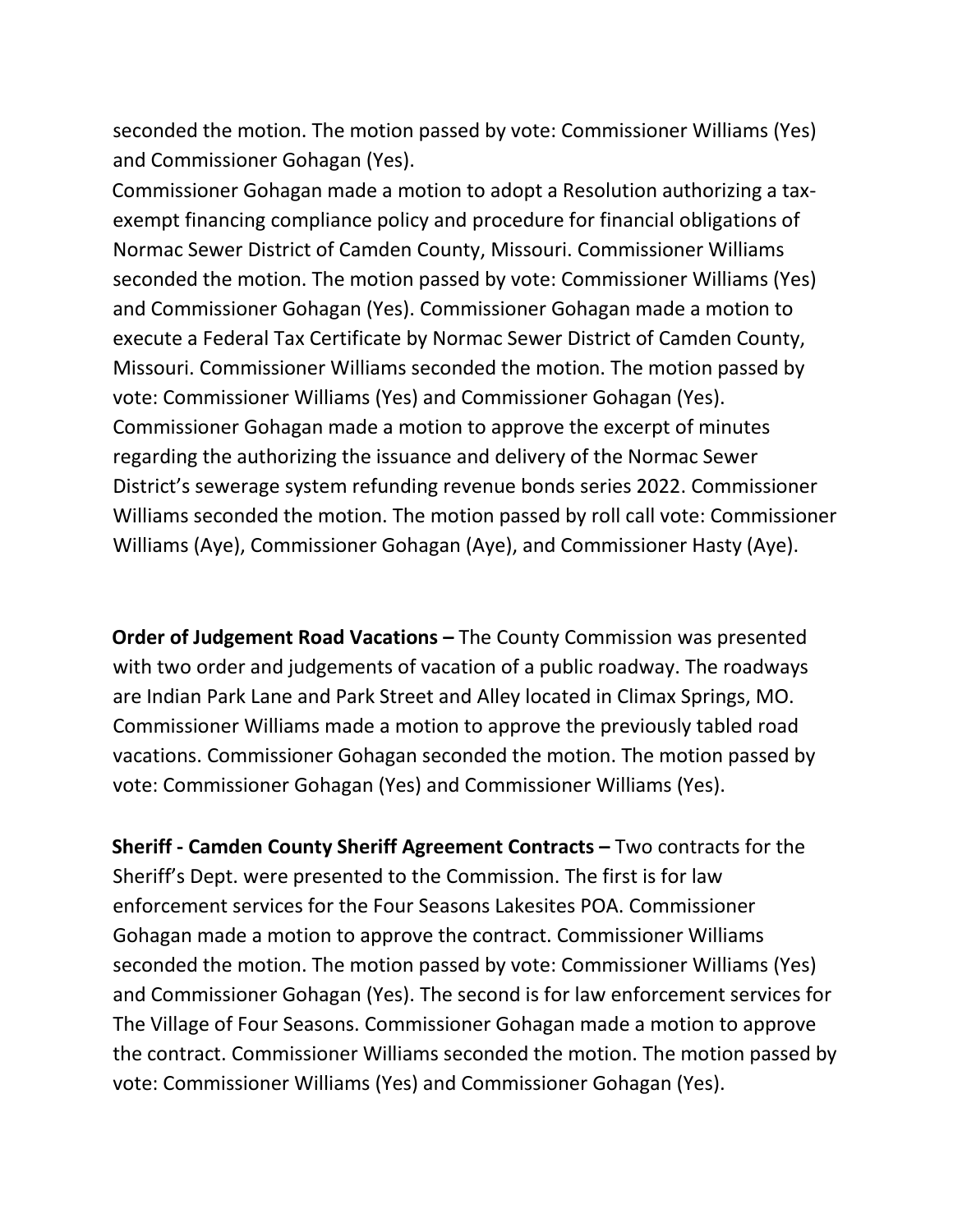seconded the motion. The motion passed by vote: Commissioner Williams (Yes) and Commissioner Gohagan (Yes).

Commissioner Gohagan made a motion to adopt a Resolution authorizing a tax-exempt financing compliance policy and procedure for financial obligations of Normac Sewer District of Camden County, Missouri. Commissioner Williams seconded the motion. The motion passed by vote: Commissioner Williams (Yes) and Commissioner Gohagan (Yes). Commissioner Gohagan made a motion to execute a Federal Tax Certificate by Normac Sewer District of Camden County, Missouri. Commissioner Williams seconded the motion. The motion passed by vote: Commissioner Williams (Yes) and Commissioner Gohagan (Yes). Commissioner Gohagan made a motion to approve the excerpt of minutes regarding the authorizing the issuance and delivery of the Normac Sewer District's sewerage system refunding revenue bonds series 2022. Commissioner Williams seconded the motion. The motion passed by roll call vote: Commissioner Williams (Aye), Commissioner Gohagan (Aye), and Commissioner Hasty (Aye).

**Order of Judgement Road Vacations –** The County Commission was presented with two order and judgements of vacation of a public roadway. The roadways are Indian Park Lane and Park Street and Alley located in Climax Springs, MO. Commissioner Williams made a motion to approve the previously tabled road vacations. Commissioner Gohagan seconded the motion. The motion passed by vote: Commissioner Gohagan (Yes) and Commissioner Williams (Yes).

**Sheriff - Camden County Sheriff Agreement Contracts –** Two contracts for the Sheriff's Dept. were presented to the Commission. The first is for law enforcement services for the Four Seasons Lakesites POA. Commissioner Gohagan made a motion to approve the contract. Commissioner Williams seconded the motion. The motion passed by vote: Commissioner Williams (Yes) and Commissioner Gohagan (Yes). The second is for law enforcement services for The Village of Four Seasons. Commissioner Gohagan made a motion to approve the contract. Commissioner Williams seconded the motion. The motion passed by vote: Commissioner Williams (Yes) and Commissioner Gohagan (Yes).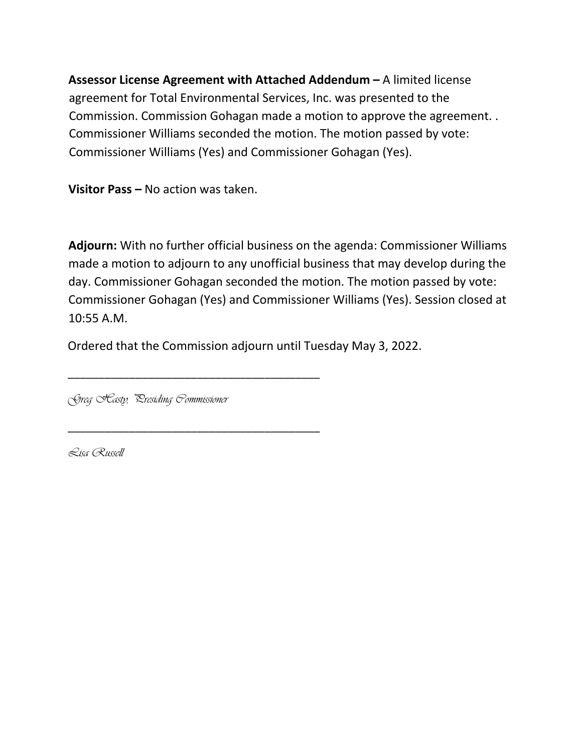**Assessor License Agreement with Attached Addendum –** A limited license agreement for Total Environmental Services, Inc. was presented to the Commission. Commission Gohagan made a motion to approve the agreement. . Commissioner Williams seconded the motion. The motion passed by vote: Commissioner Williams (Yes) and Commissioner Gohagan (Yes).

**Visitor Pass –** No action was taken.

**Adjourn:** With no further official business on the agenda: Commissioner Williams made a motion to adjourn to any unofficial business that may develop during the day. Commissioner Gohagan seconded the motion. The motion passed by vote: Commissioner Gohagan (Yes) and Commissioner Williams (Yes). Session closed at 10:55 A.M.

Ordered that the Commission adjourn until Tuesday May 3, 2022.

_______________________________________

*Greg Hasty, Presiding Commissioner*

_______________________________________

*Lisa Russell*